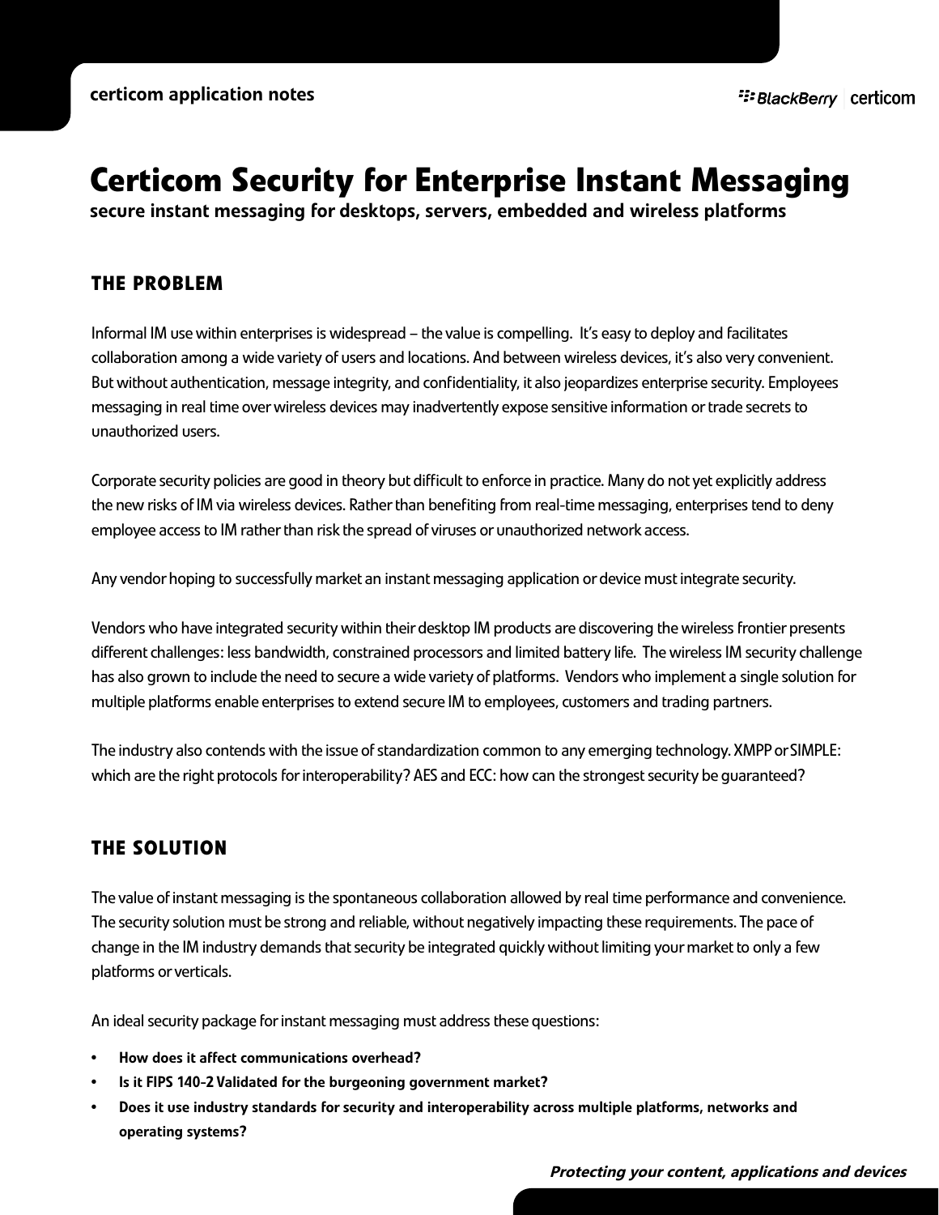# Certicom Security for Enterprise Instant Messaging

**secure instant messaging for desktops, servers, embedded and wireless platforms**

## THE PROBLEM

Informal IM use within enterprises is widespread – the value is compelling. It's easy to deploy and facilitates collaboration among a wide variety of users and locations. And between wireless devices, it's also very convenient. But without authentication, message integrity, and confidentiality, it also jeopardizes enterprise security. Employees messaging in real time over wireless devices may inadvertently expose sensitive information or trade secrets to unauthorized users.

Corporate security policies are good in theory but difficult to enforce in practice. Many do not yet explicitly address the new risks of IM via wireless devices. Rather than benefiting from real-time messaging, enterprises tend to deny employee access to IM rather than risk the spread of viruses or unauthorized network access.

Any vendor hoping to successfully market an instant messaging application or device must integrate security.

Vendors who have integrated security within their desktop IM products are discovering the wireless frontier presents different challenges: less bandwidth, constrained processors and limited battery life. The wireless IM security challenge has also grown to include the need to secure a wide variety of platforms. Vendors who implement a single solution for multiple platforms enable enterprises to extend secure IM to employees, customers and trading partners.

The industry also contends with the issue of standardization common to any emerging technology. XMPP or SIMPLE: which are the right protocols for interoperability? AES and ECC: how can the strongest security be guaranteed?

## THE SOLUTION

The value of instant messaging is the spontaneous collaboration allowed by real time performance and convenience. The security solution must be strong and reliable, without negatively impacting these requirements. The pace of change in the IM industry demands that security be integrated quickly without limiting your market to only a few platforms or verticals.

An ideal security package for instant messaging must address these questions:

- **How does it affect communications overhead?**
- **Is it FIPS 140-2 Validated for the burgeoning government market?**
- **Does it use industry standards for security and interoperability across multiple platforms, networks and operating systems?**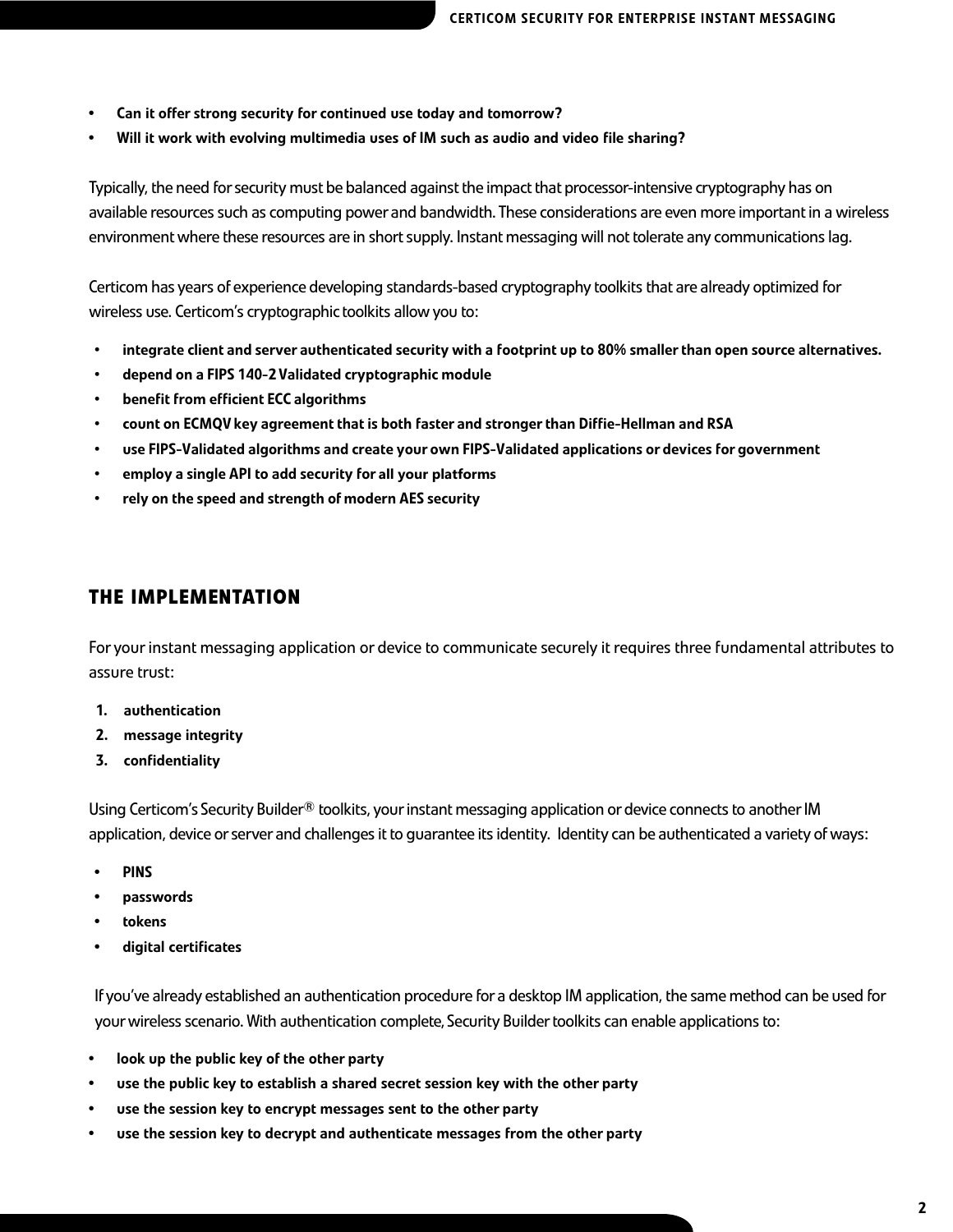- **Can it offer strong security for continued use today and tomorrow?**
- **Will it work with evolving multimedia uses of IM such as audio and video file sharing?**

Typically, the need for security must be balanced against the impact that processor-intensive cryptography has on available resources such as computing power and bandwidth. These considerations are even more important in a wireless environment where these resources are in short supply. Instant messaging will not tolerate any communications lag.

Certicom has years of experience developing standards-based cryptography toolkits that are already optimized for wireless use. Certicom's cryptographic toolkits allow you to:

- **integrate client and server authenticated security with a footprint up to 80% smaller than open source alternatives.**
- **depend on a FIPS 140-2 Validated cryptographic module**
- **benefit from efficient ECC algorithms**
- **count on ECMQV key agreement that is both faster and stronger than Diffie-Hellman and RSA**
- **use FIPS-Validated algorithms and create your own FIPS-Validated applications or devices for government**
- **employ a single API to add security for all your platforms**
- **rely on the speed and strength of modern AES security**

## THE IMPLEMENTATION

For your instant messaging application or device to communicate securely it requires three fundamental attributes to assure trust:

1. **authentication**
2. **message integrity**
3. **confidentiality**

Using Certicom's Security Builder® toolkits, your instant messaging application or device connects to another IM application, device or server and challenges it to guarantee its identity. Identity can be authenticated a variety of ways:

- **PINS**
- **passwords**
- **tokens**
- **digital certificates**

If you've already established an authentication procedure for a desktop IM application, the same method can be used for your wireless scenario. With authentication complete, Security Builder toolkits can enable applications to:

- **look up the public key of the other party**
- **use the public key to establish a shared secret session key with the other party**
- **use the session key to encrypt messages sent to the other party**
- **use the session key to decrypt and authenticate messages from the other party**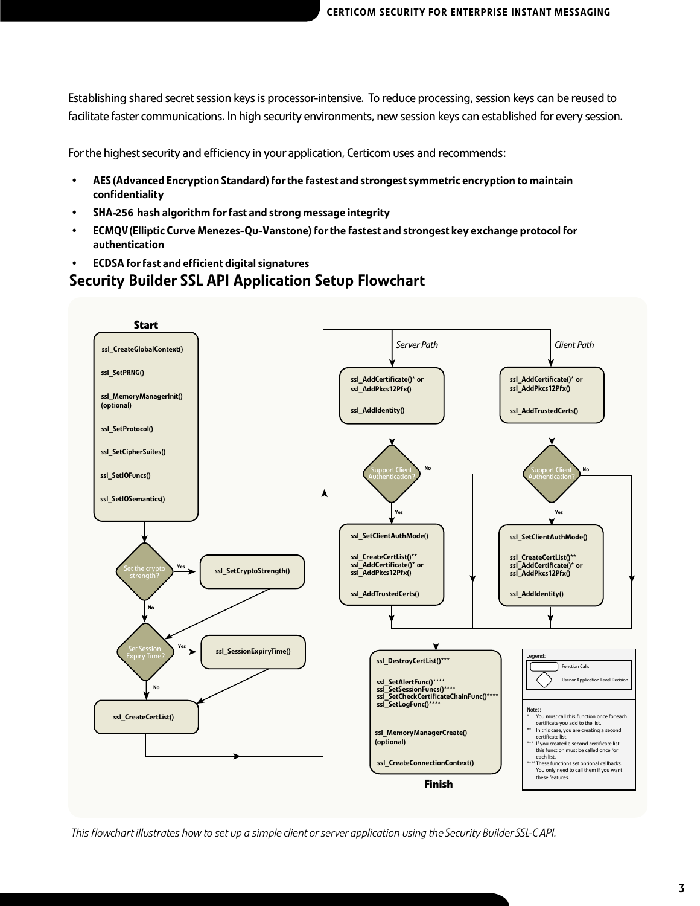Establishing shared secret session keys is processor-intensive. To reduce processing, session keys can be reused to facilitate faster communications. In high security environments, new session keys can established for every session.

For the highest security and efficiency in your application, Certicom uses and recommends:

- **AES (Advanced Encryption Standard) for the fastest and strongest symmetric encryption to maintain confidentiality**
- **SHA-256 hash algorithm for fast and strong message integrity**
- **ECMQV (Elliptic Curve Menezes-Qu-Vanstone) for the fastest and strongest key exchange protocol for authentication**
- **ECDSA for fast and efficient digital signatures**

## Security Builder SSL API Application Setup Flowchart

**Start**

- ssl_CreateGlobalContext()
- ssl_SetPRNG()
- ssl_MemoryManagerInit() (optional)
- ssl_SetProtocol()
- ssl_SetCipherSuites()
- ssl_SetIOFuncs()
- ssl_SetIOSemantics()

Set the crypto strength? Yes → ssl_SetCryptoStrength(); No →

Set Session Expiry Time? Yes → ssl_SessionExpiryTime(); No →

ssl_CreateCertList()

*Server Path*

- ssl_AddCertificate()* or ssl_AddPkcs12Pfx()
- ssl_AddIdentity()

Support Client Authentication? No → ; Yes →

- ssl_SetClientAuthMode()
- ssl_CreateCertList()** ssl_AddCertificate()* or ssl_AddPkcs12Pfx()
- ssl_AddTrustedCerts()

*Client Path*

- ssl_AddCertificate()* or ssl_AddPkcs12Pfx()
- ssl_AddTrustedCerts()

Support Client Authentication? No → ; Yes →

- ssl_SetClientAuthMode()
- ssl_CreateCertList()** ssl_AddCertificate()* or ssl_AddPkcs12Pfx()
- ssl_AddIdentity()

Then:

- ssl_DestroyCertList()***
- ssl_SetAlertFunc()**** ssl_SetSessionFuncs()**** ssl_SetCheckCertificateChainFunc()**** ssl_SetLogFunc()****
- ssl_MemoryManagerCreate() (optional)
- ssl_CreateConnectionContext()

**Finish**

Legend:
- Function Calls
- User or Application Level Decision

Notes:
- \* You must call this function once for each certificate you add to the list.
- \** In this case, you are creating a second certificate list.
- \*** If you created a second certificate list this function must be called once for each list.
- \**** These functions set optional callbacks. You only need to call them if you want these features.

*This flowchart illustrates how to set up a simple client or server application using the Security Builder SSL-C API.*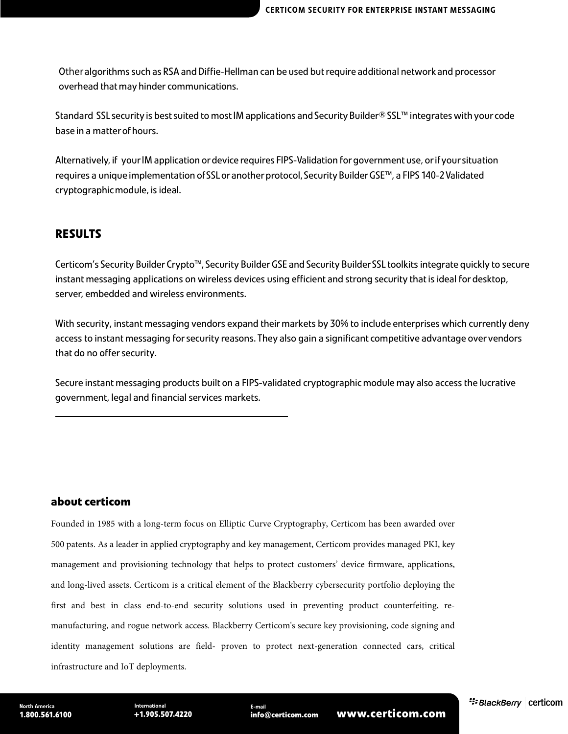Other algorithms such as RSA and Diffie-Hellman can be used but require additional network and processor overhead that may hinder communications.

Standard SSL security is best suited to most IM applications and Security Builder® SSL™ integrates with your code base in a matter of hours.

Alternatively, if your IM application or device requires FIPS-Validation for government use, or if your situation requires a unique implementation of SSL or another protocol, Security Builder GSE™, a FIPS 140-2 Validated cryptographic module, is ideal.

## RESULTS

Certicom's Security Builder Crypto™, Security Builder GSE and Security Builder SSL toolkits integrate quickly to secure instant messaging applications on wireless devices using efficient and strong security that is ideal for desktop, server, embedded and wireless environments.

With security, instant messaging vendors expand their markets by 30% to include enterprises which currently deny access to instant messaging for security reasons. They also gain a significant competitive advantage over vendors that do no offer security.

Secure instant messaging products built on a FIPS-validated cryptographic module may also access the lucrative government, legal and financial services markets.

---

## about certicom

Founded in 1985 with a long-term focus on Elliptic Curve Cryptography, Certicom has been awarded over 500 patents. As a leader in applied cryptography and key management, Certicom provides managed PKI, key management and provisioning technology that helps to protect customers' device firmware, applications, and long-lived assets. Certicom is a critical element of the Blackberry cybersecurity portfolio deploying the first and best in class end-to-end security solutions used in preventing product counterfeiting, re-manufacturing, and rogue network access. Blackberry Certicom's secure key provisioning, code signing and identity management solutions are field- proven to protect next-generation connected cars, critical infrastructure and IoT deployments.

**North America**
1.800.561.6100

**International**
+1.905.507.4220

**E-mail**
info@certicom.com

**www.certicom.com**

BlackBerry | certicom